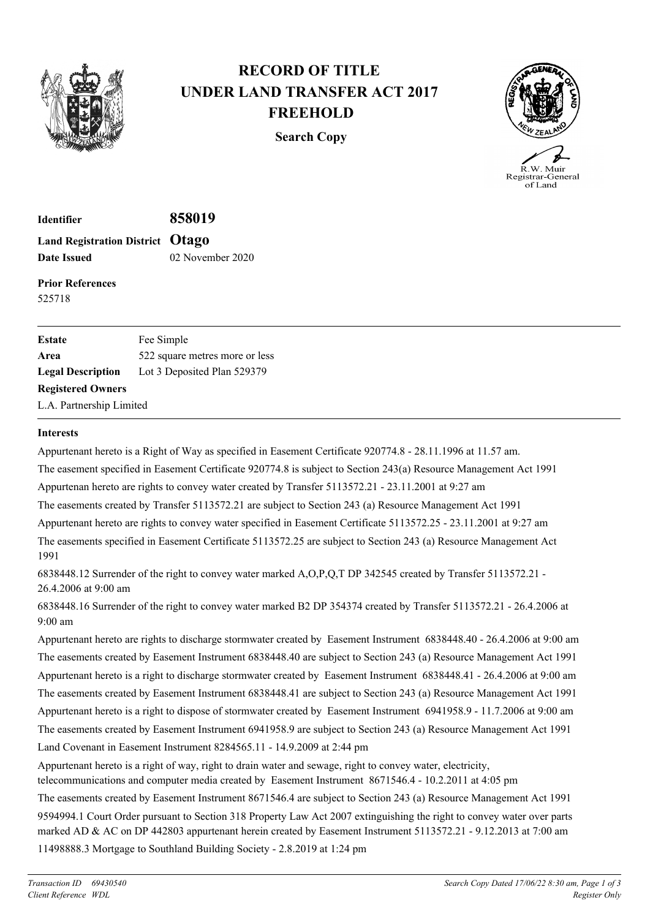# RECORD OF TITLE
# UNDER LAND TRANSFER ACT 2017
# FREEHOLD

**Search Copy**

R.W. Muir
Registrar-General
of Land

**Identifier** **858019**
**Land Registration District** **Otago**
**Date Issued** 02 November 2020

**Prior References**
525718

| | |
|---|---|
| **Estate** | Fee Simple |
| **Area** | 522 square metres more or less |
| **Legal Description** | Lot 3 Deposited Plan 529379 |

**Registered Owners**
L.A. Partnership Limited

**Interests**

Appurtenant hereto is a Right of Way as specified in Easement Certificate 920774.8 - 28.11.1996 at 11.57 am.

The easement specified in Easement Certificate 920774.8 is subject to Section 243(a) Resource Management Act 1991

Appurtenan hereto are rights to convey water created by Transfer 5113572.21 - 23.11.2001 at 9:27 am

The easements created by Transfer 5113572.21 are subject to Section 243 (a) Resource Management Act 1991

Appurtenant hereto are rights to convey water specified in Easement Certificate 5113572.25 - 23.11.2001 at 9:27 am

The easements specified in Easement Certificate 5113572.25 are subject to Section 243 (a) Resource Management Act 1991

6838448.12 Surrender of the right to convey water marked A,O,P,Q,T DP 342545 created by Transfer 5113572.21 - 26.4.2006 at 9:00 am

6838448.16 Surrender of the right to convey water marked B2 DP 354374 created by Transfer 5113572.21 - 26.4.2006 at 9:00 am

Appurtenant hereto are rights to discharge stormwater created by Easement Instrument 6838448.40 - 26.4.2006 at 9:00 am

The easements created by Easement Instrument 6838448.40 are subject to Section 243 (a) Resource Management Act 1991

Appurtenant hereto is a right to discharge stormwater created by Easement Instrument 6838448.41 - 26.4.2006 at 9:00 am

The easements created by Easement Instrument 6838448.41 are subject to Section 243 (a) Resource Management Act 1991

Appurtenant hereto is a right to dispose of stormwater created by Easement Instrument 6941958.9 - 11.7.2006 at 9:00 am

The easements created by Easement Instrument 6941958.9 are subject to Section 243 (a) Resource Management Act 1991

Land Covenant in Easement Instrument 8284565.11 - 14.9.2009 at 2:44 pm

Appurtenant hereto is a right of way, right to drain water and sewage, right to convey water, electricity, telecommunications and computer media created by Easement Instrument 8671546.4 - 10.2.2011 at 4:05 pm

The easements created by Easement Instrument 8671546.4 are subject to Section 243 (a) Resource Management Act 1991

9594994.1 Court Order pursuant to Section 318 Property Law Act 2007 extinguishing the right to convey water over parts marked AD & AC on DP 442803 appurtenant herein created by Easement Instrument 5113572.21 - 9.12.2013 at 7:00 am

11498888.3 Mortgage to Southland Building Society - 2.8.2019 at 1:24 pm

*Transaction ID 69430540*
*Client Reference WDL*

*Search Copy Dated 17/06/22 8:30 am*
*Register Only*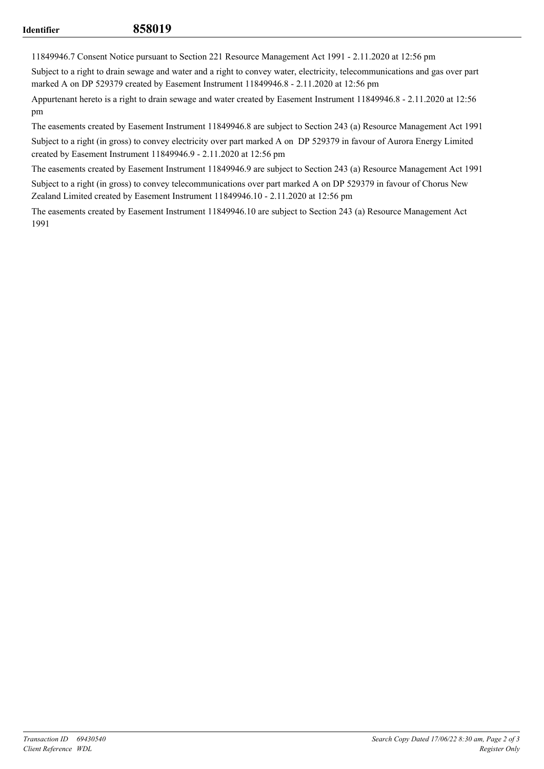11849946.7 Consent Notice pursuant to Section 221 Resource Management Act 1991 - 2.11.2020 at 12:56 pm

Subject to a right to drain sewage and water and a right to convey water, electricity, telecommunications and gas over part marked A on DP 529379 created by Easement Instrument 11849946.8 - 2.11.2020 at 12:56 pm

Appurtenant hereto is a right to drain sewage and water created by Easement Instrument 11849946.8 - 2.11.2020 at 12:56 pm

The easements created by Easement Instrument 11849946.8 are subject to Section 243 (a) Resource Management Act 1991

Subject to a right (in gross) to convey electricity over part marked A on DP 529379 in favour of Aurora Energy Limited created by Easement Instrument 11849946.9 - 2.11.2020 at 12:56 pm

The easements created by Easement Instrument 11849946.9 are subject to Section 243 (a) Resource Management Act 1991

Subject to a right (in gross) to convey telecommunications over part marked A on DP 529379 in favour of Chorus New Zealand Limited created by Easement Instrument 11849946.10 - 2.11.2020 at 12:56 pm

The easements created by Easement Instrument 11849946.10 are subject to Section 243 (a) Resource Management Act 1991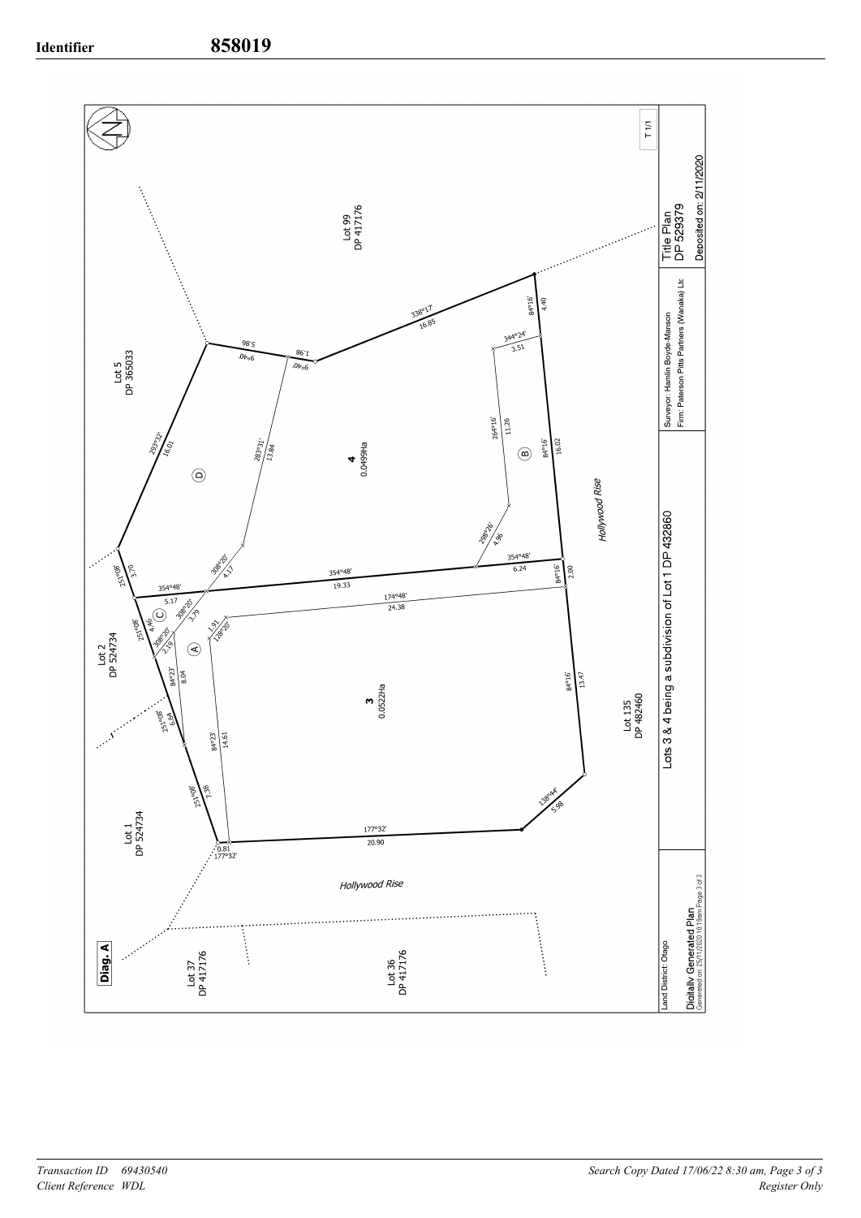**Identifier** **858019**

Diag. A

Lot 99
DP 417176

Lot 5
DP 365033

Lot 2
DP 524734

Lot 1
DP 524734

Lot 37
DP 417176

Lot 36
DP 417176

Lot 135
DP 482460

Hollywood Rise

Hollywood Rise

4
0.0499Ha

3
0.0522Ha

A B C D

338°17'
16.85

84°16'
4.40

344°24'
3.51

9°40'
5.98

9°40'
1.98

293°32'
16.01

283°31'
13.84

264°16'
11.26

84°16'
16.02

298°26'
4.96

354°48'
6.24

84°16'
2.00

308°20'
4.17

251°08'
3.70

354°48'
5.17

354°48'
19.33

174°48'
24.38

251°08'
4.46

308°20'
3.79

308°20'
2.19

1.91
128°20'

84°23'
8.04

251°08'
6.64

84°23'
14.61

84°16'
13.47

251°08'
7.38

0.81
177°32'

177°32'
20.90

138°44'
5.98

T 1/1

Lots 3 & 4 being a subdivision of Lot 1 DP 432860

Land District: Otago

Digitally Generated Plan
Generated on: 25/11/2020 10:19am Page 3 of 3

Surveyor: Hamlin Boyde-Manson
Firm: Paterson Pitts Partners (Wanaka) Ltd

Title Plan
DP 529379

Deposited on: 2/11/2020

*Transaction ID 69430540*
*Client Reference WDL*

*Search Copy Dated 17/06/22 8:30 am, Page 3 of 3*
*Register Only*